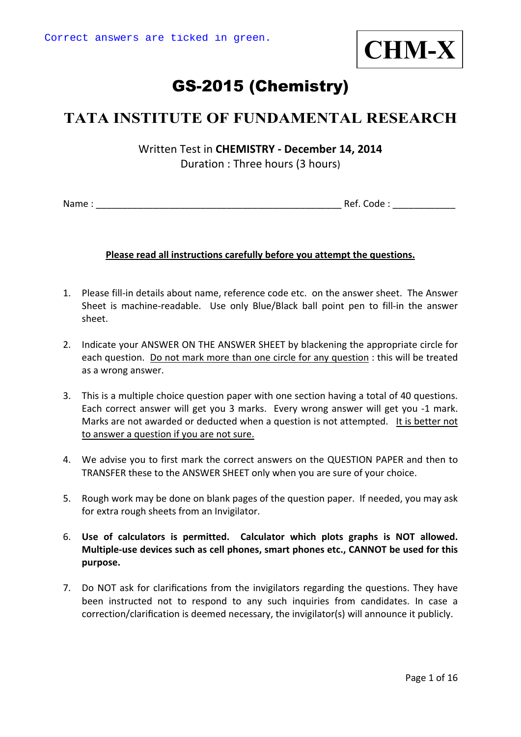Correct answers are ticked in green.

**CHM-X**

# GS-2015 (Chemistry)

## TATA INSTITUTE OF FUNDAMENTAL RESEARCH

Written Test in **CHEMISTRY - December 14, 2014**
Duration : Three hours (3 hours)

Name : ________________________________________________ Ref. Code : ____________

**Please read all instructions carefully before you attempt the questions.**

1. Please fill-in details about name, reference code etc. on the answer sheet. The Answer Sheet is machine-readable. Use only Blue/Black ball point pen to fill-in the answer sheet.

2. Indicate your ANSWER ON THE ANSWER SHEET by blackening the appropriate circle for each question. Do not mark more than one circle for any question : this will be treated as a wrong answer.

3. This is a multiple choice question paper with one section having a total of 40 questions. Each correct answer will get you 3 marks. Every wrong answer will get you -1 mark. Marks are not awarded or deducted when a question is not attempted. It is better not to answer a question if you are not sure.

4. We advise you to first mark the correct answers on the QUESTION PAPER and then to TRANSFER these to the ANSWER SHEET only when you are sure of your choice.

5. Rough work may be done on blank pages of the question paper. If needed, you may ask for extra rough sheets from an Invigilator.

6. **Use of calculators is permitted. Calculator which plots graphs is NOT allowed. Multiple-use devices such as cell phones, smart phones etc., CANNOT be used for this purpose.**

7. Do NOT ask for clarifications from the invigilators regarding the questions. They have been instructed not to respond to any such inquiries from candidates. In case a correction/clarification is deemed necessary, the invigilator(s) will announce it publicly.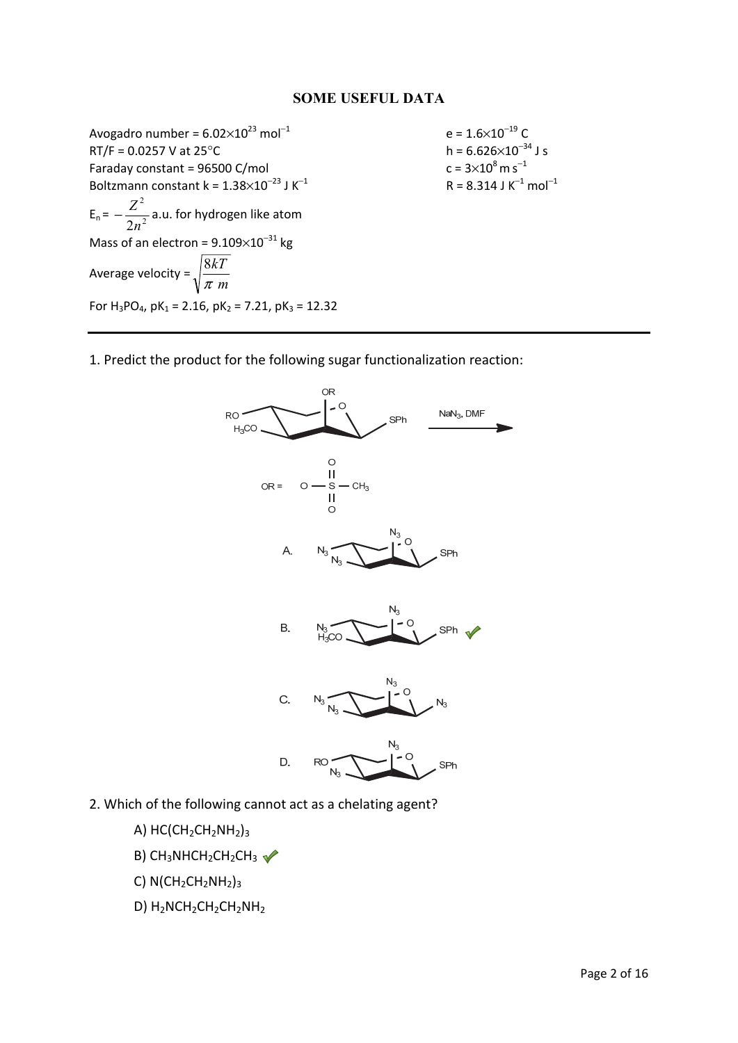## SOME USEFUL DATA

Avogadro number = $6.02\times10^{23}$ mol$^{-1}$

RT/F = 0.0257 V at 25°C

Faraday constant = 96500 C/mol

Boltzmann constant k = $1.38\times10^{-23}$ J K$^{-1}$

$E_n = -\dfrac{Z^2}{2n^2}$ a.u. for hydrogen like atom

Mass of an electron = $9.109\times10^{-31}$ kg

Average velocity = $\sqrt{\dfrac{8kT}{\pi\, m}}$

For $H_3PO_4$, $pK_1$ = 2.16, $pK_2$ = 7.21, $pK_3$ = 12.32

e = $1.6\times10^{-19}$ C

h = $6.626\times10^{-34}$ J s

c = $3\times10^{8}$ m s$^{-1}$

R = 8.314 J K$^{-1}$ mol$^{-1}$

---

1. Predict the product for the following sugar functionalization reaction:

(Reactant: pyranose with RO, $H_3CO$, OR substituents and SPh; reagent: $NaN_3$, DMF)

OR = $O-SO_2-CH_3$

A. ($N_3$, $N_3$, $N_3$, SPh)

B. ($N_3$, $H_3CO$, $N_3$, SPh) ✓

C. ($N_3$, $N_3$, $N_3$, $N_3$)

D. (RO, $N_3$, $N_3$, SPh)

2. Which of the following cannot act as a chelating agent?

A) $HC(CH_2CH_2NH_2)_3$

B) $CH_3NHCH_2CH_2CH_3$ ✓

C) $N(CH_2CH_2NH_2)_3$

D) $H_2NCH_2CH_2CH_2NH_2$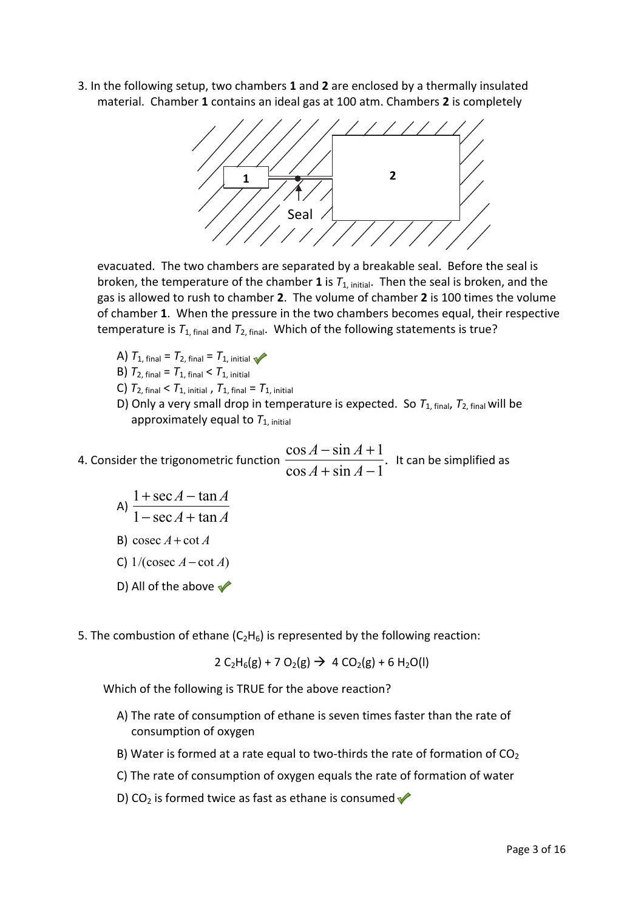3. In the following setup, two chambers **1** and **2** are enclosed by a thermally insulated material. Chamber **1** contains an ideal gas at 100 atm. Chambers **2** is completely evacuated. The two chambers are separated by a breakable seal. Before the seal is broken, the temperature of the chamber **1** is $T_{1,\text{ initial}}$. Then the seal is broken, and the gas is allowed to rush to chamber **2**. The volume of chamber **2** is 100 times the volume of chamber **1**. When the pressure in the two chambers becomes equal, their respective temperature is $T_{1,\text{ final}}$ and $T_{2,\text{ final}}$. Which of the following statements is true?

   A) $T_{1,\text{ final}} = T_{2,\text{ final}} = T_{1,\text{ initial}}$ ✓
   
   B) $T_{2,\text{ final}} = T_{1,\text{ final}} < T_{1,\text{ initial}}$
   
   C) $T_{2,\text{ final}} < T_{1,\text{ initial}}$ , $T_{1,\text{ final}} = T_{1,\text{ initial}}$
   
   D) Only a very small drop in temperature is expected. So $T_{1,\text{ final}}$, $T_{2,\text{ final}}$ will be approximately equal to $T_{1,\text{ initial}}$

4. Consider the trigonometric function $\dfrac{\cos A - \sin A + 1}{\cos A + \sin A - 1}$. It can be simplified as

   A) $\dfrac{1 + \sec A - \tan A}{1 - \sec A + \tan A}$
   
   B) $\operatorname{cosec} A + \cot A$
   
   C) $1/(\operatorname{cosec} A - \cot A)$
   
   D) All of the above ✓

5. The combustion of ethane ($C_2H_6$) is represented by the following reaction:

$$2\, C_2H_6(g) + 7\, O_2(g) \rightarrow 4\, CO_2(g) + 6\, H_2O(l)$$

   Which of the following is TRUE for the above reaction?

   A) The rate of consumption of ethane is seven times faster than the rate of consumption of oxygen
   
   B) Water is formed at a rate equal to two-thirds the rate of formation of $CO_2$
   
   C) The rate of consumption of oxygen equals the rate of formation of water
   
   D) $CO_2$ is formed twice as fast as ethane is consumed ✓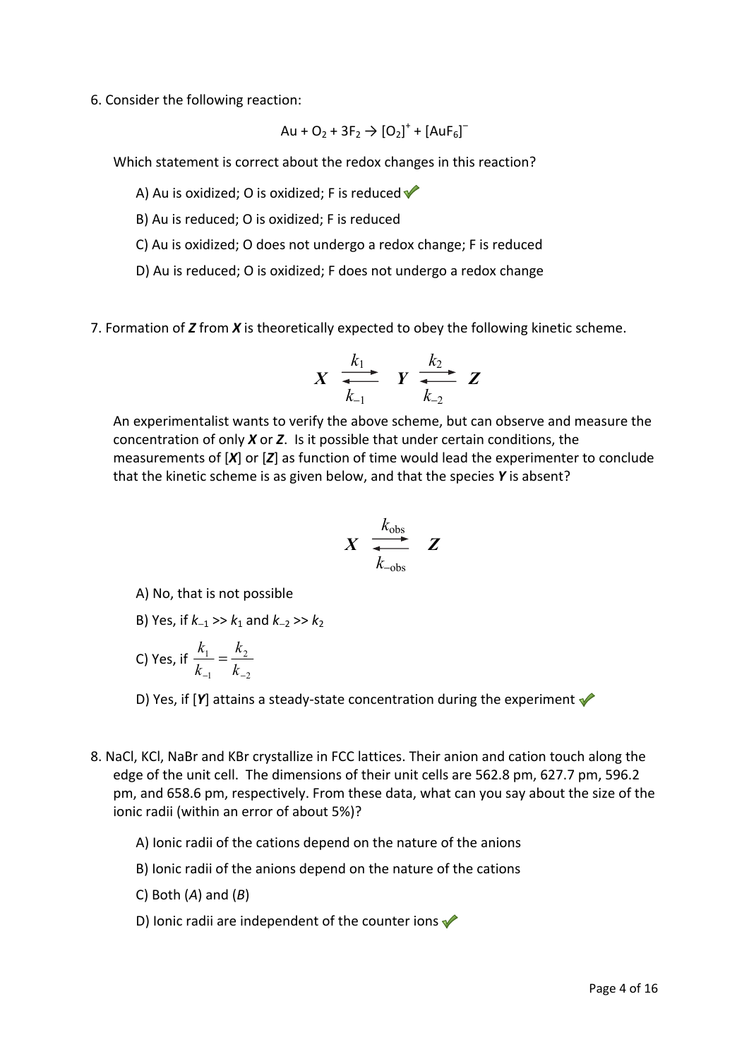6. Consider the following reaction:

$$Au + O_2 + 3F_2 \rightarrow [O_2]^+ + [AuF_6]^-$$

Which statement is correct about the redox changes in this reaction?

A) Au is oxidized; O is oxidized; F is reduced ✔

B) Au is reduced; O is oxidized; F is reduced

C) Au is oxidized; O does not undergo a redox change; F is reduced

D) Au is reduced; O is oxidized; F does not undergo a redox change

7. Formation of ***Z*** from ***X*** is theoretically expected to obey the following kinetic scheme.

$$\boldsymbol{X} \underset{k_{-1}}{\overset{k_1}{\rightleftharpoons}} \boldsymbol{Y} \underset{k_{-2}}{\overset{k_2}{\rightleftharpoons}} \boldsymbol{Z}$$

An experimentalist wants to verify the above scheme, but can observe and measure the concentration of only ***X*** or ***Z***. Is it possible that under certain conditions, the measurements of [***X***] or [***Z***] as function of time would lead the experimenter to conclude that the kinetic scheme is as given below, and that the species ***Y*** is absent?

$$\boldsymbol{X} \underset{k_{-\mathrm{obs}}}{\overset{k_{\mathrm{obs}}}{\rightleftharpoons}} \boldsymbol{Z}$$

A) No, that is not possible

B) Yes, if $k_{-1} >> k_1$ and $k_{-2} >> k_2$

C) Yes, if $\frac{k_1}{k_{-1}} = \frac{k_2}{k_{-2}}$

D) Yes, if [***Y***] attains a steady-state concentration during the experiment ✔

8. NaCl, KCl, NaBr and KBr crystallize in FCC lattices. Their anion and cation touch along the edge of the unit cell. The dimensions of their unit cells are 562.8 pm, 627.7 pm, 596.2 pm, and 658.6 pm, respectively. From these data, what can you say about the size of the ionic radii (within an error of about 5%)?

A) Ionic radii of the cations depend on the nature of the anions

B) Ionic radii of the anions depend on the nature of the cations

C) Both (*A*) and (*B*)

D) Ionic radii are independent of the counter ions ✔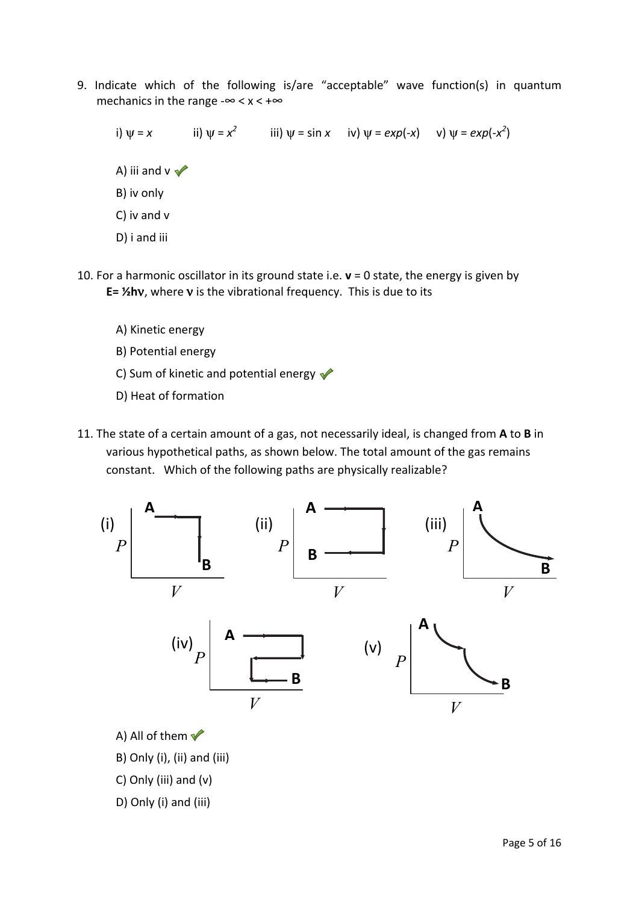9. Indicate which of the following is/are "acceptable" wave function(s) in quantum mechanics in the range $-\infty < x < +\infty$

   i) $\psi = x$ ii) $\psi = x^2$ iii) $\psi = \sin x$ iv) $\psi = exp(-x)$ v) $\psi = exp(-x^2)$

   A) iii and v ✓
   
   B) iv only
   
   C) iv and v
   
   D) i and iii

10. For a harmonic oscillator in its ground state i.e. **v** = 0 state, the energy is given by **E= ½hν**, where **ν** is the vibrational frequency. This is due to its

    A) Kinetic energy
    
    B) Potential energy
    
    C) Sum of kinetic and potential energy ✓
    
    D) Heat of formation

11. The state of a certain amount of a gas, not necessarily ideal, is changed from **A** to **B** in various hypothetical paths, as shown below. The total amount of the gas remains constant. Which of the following paths are physically realizable?

    A) All of them ✓
    
    B) Only (i), (ii) and (iii)
    
    C) Only (iii) and (v)
    
    D) Only (i) and (iii)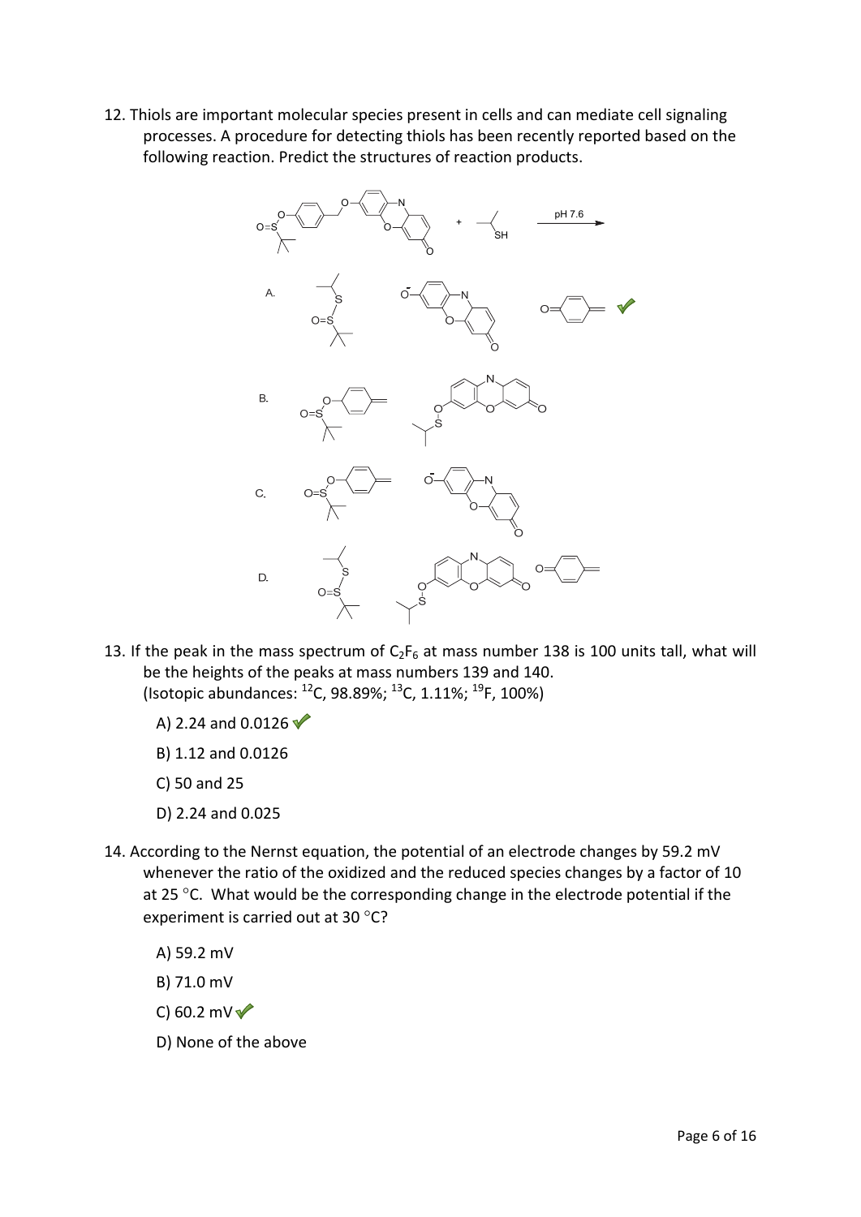12. Thiols are important molecular species present in cells and can mediate cell signaling processes. A procedure for detecting thiols has been recently reported based on the following reaction. Predict the structures of reaction products.

A.

B.

C.

D.

13. If the peak in the mass spectrum of $C_2F_6$ at mass number 138 is 100 units tall, what will be the heights of the peaks at mass numbers 139 and 140. (Isotopic abundances: $^{12}C$, 98.89%; $^{13}C$, 1.11%; $^{19}F$, 100%)

A) 2.24 and 0.0126 ✓

B) 1.12 and 0.0126

C) 50 and 25

D) 2.24 and 0.025

14. According to the Nernst equation, the potential of an electrode changes by 59.2 mV whenever the ratio of the oxidized and the reduced species changes by a factor of 10 at 25 °C. What would be the corresponding change in the electrode potential if the experiment is carried out at 30 °C?

A) 59.2 mV

B) 71.0 mV

C) 60.2 mV ✓

D) None of the above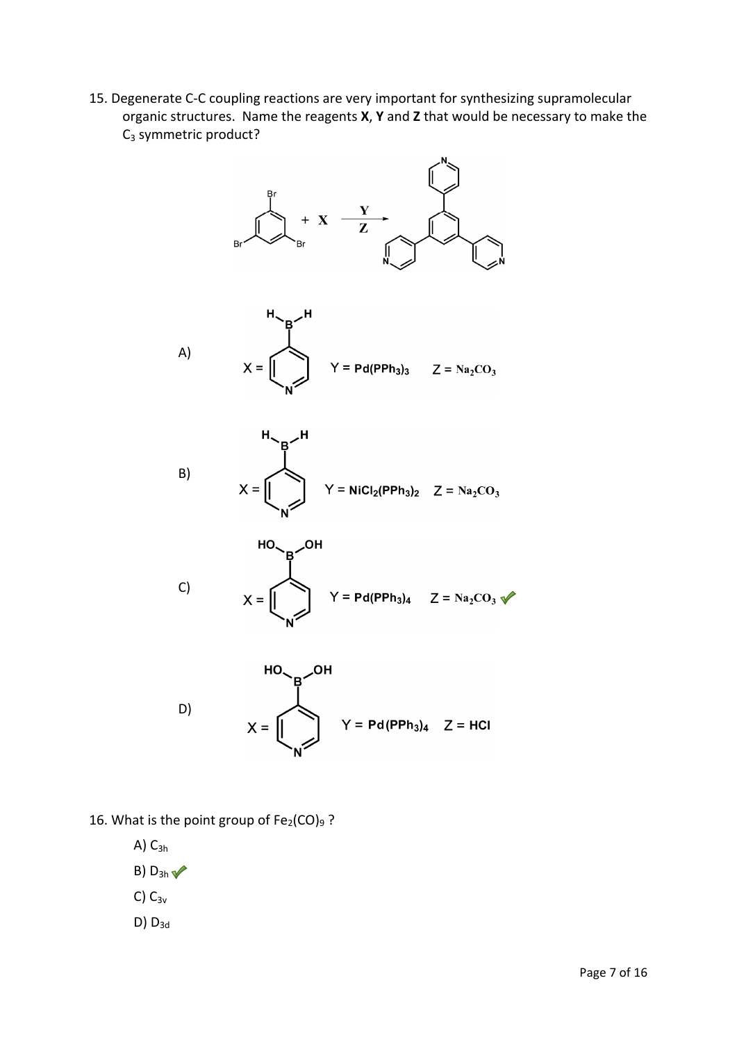15. Degenerate C-C coupling reactions are very important for synthesizing supramolecular organic structures. Name the reagents **X**, **Y** and **Z** that would be necessary to make the $C_3$ symmetric product?

A) X = (4-pyridyl)$BH_2$ Y = $Pd(PPh_3)_3$ Z = $Na_2CO_3$

B) X = (4-pyridyl)$BH_2$ Y = $NiCl_2(PPh_3)_2$ Z = $Na_2CO_3$

C) X = (4-pyridyl)$B(OH)_2$ Y = $Pd(PPh_3)_4$ Z = $Na_2CO_3$ ✓

D) X = (4-pyridyl)$B(OH)_2$ Y = $Pd(PPh_3)_4$ Z = HCl

16. What is the point group of $Fe_2(CO)_9$ ?

A) $C_{3h}$

B) $D_{3h}$ ✓

C) $C_{3v}$

D) $D_{3d}$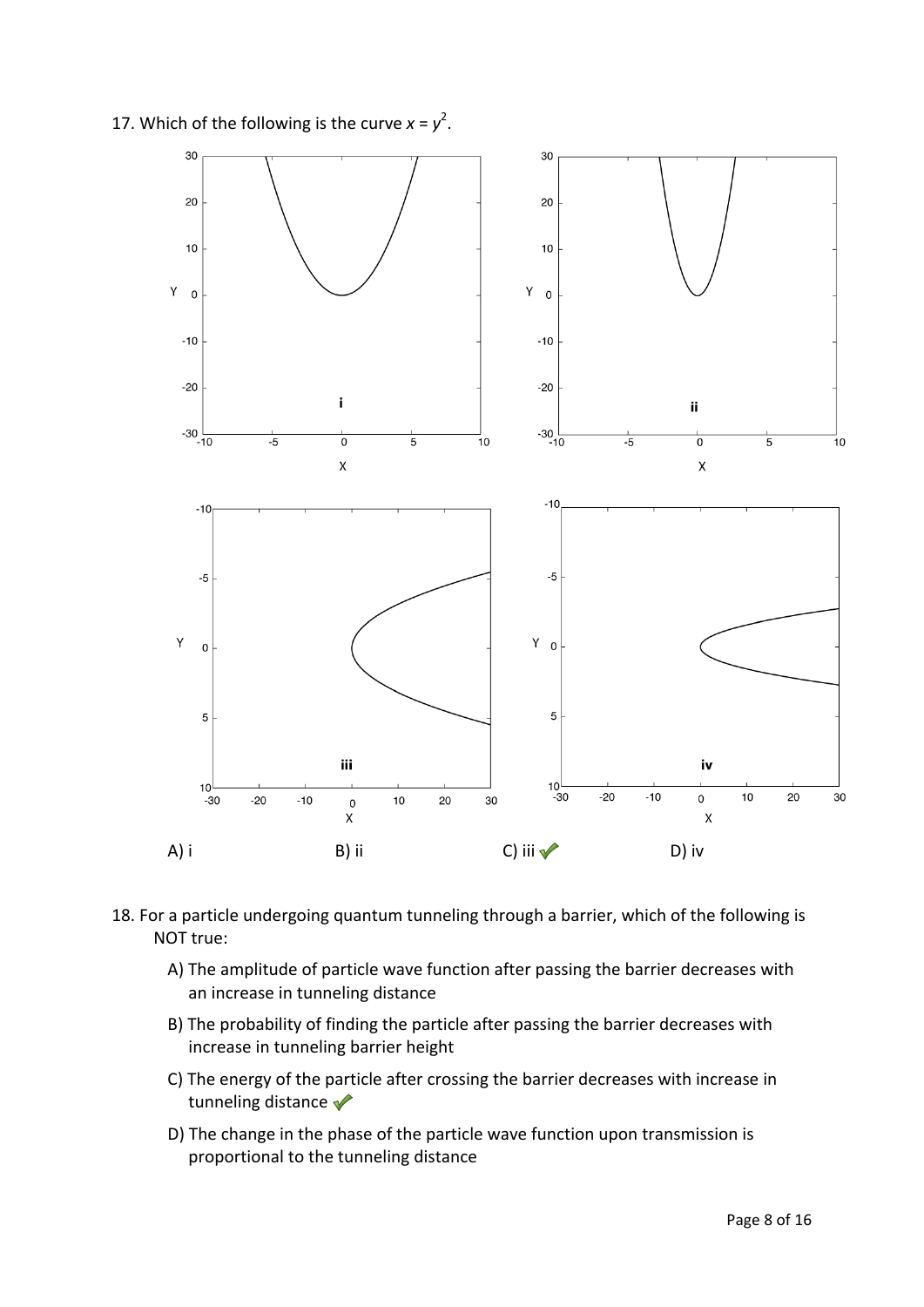17. Which of the following is the curve $x = y^2$.

A) i

B) ii

C) iii ✓

D) iv

18. For a particle undergoing quantum tunneling through a barrier, which of the following is NOT true:

A) The amplitude of particle wave function after passing the barrier decreases with an increase in tunneling distance

B) The probability of finding the particle after passing the barrier decreases with increase in tunneling barrier height

C) The energy of the particle after crossing the barrier decreases with increase in tunneling distance ✓

D) The change in the phase of the particle wave function upon transmission is proportional to the tunneling distance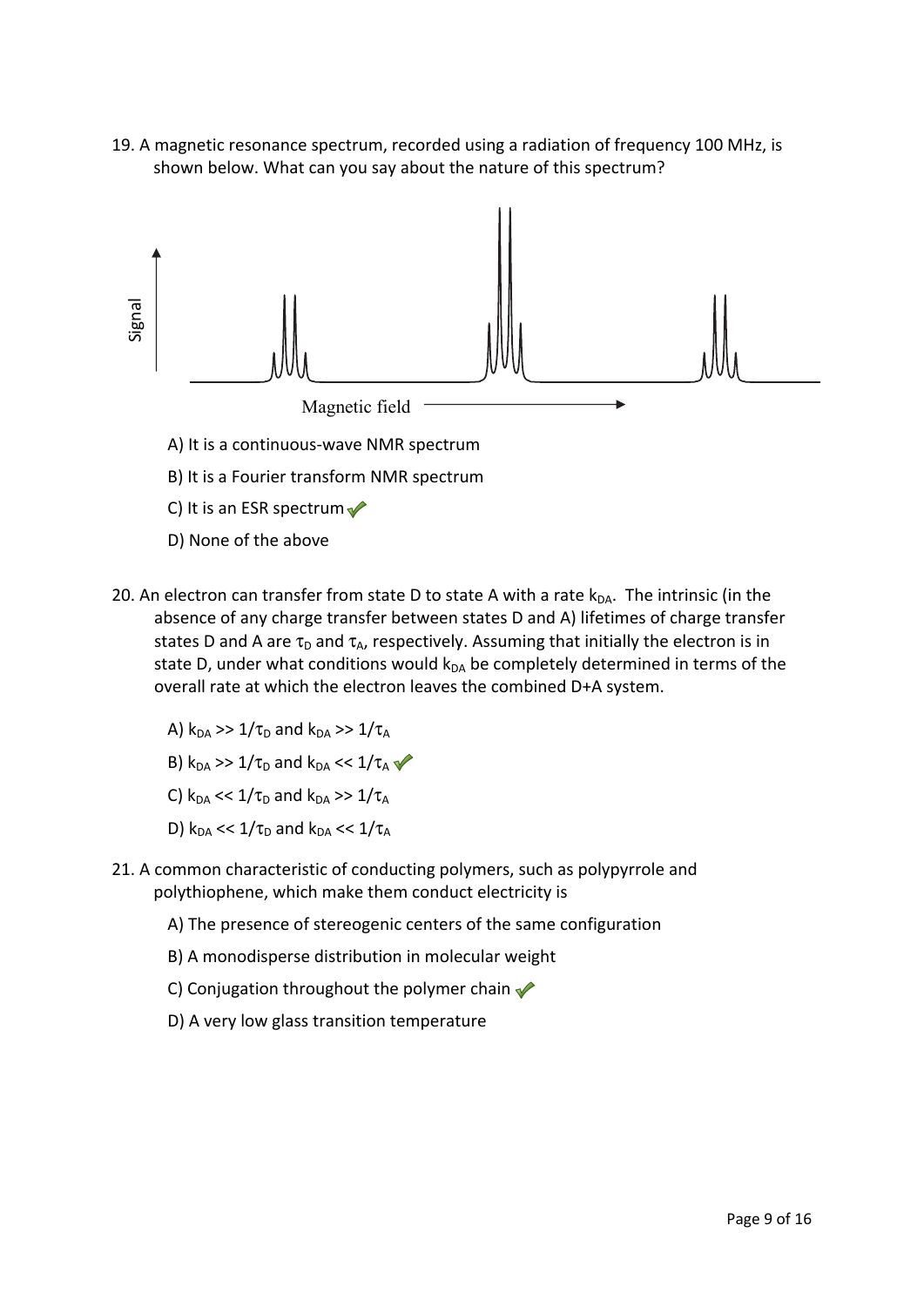19. A magnetic resonance spectrum, recorded using a radiation of frequency 100 MHz, is shown below. What can you say about the nature of this spectrum?

Signal

Magnetic field

A) It is a continuous-wave NMR spectrum

B) It is a Fourier transform NMR spectrum

C) It is an ESR spectrum ✓

D) None of the above

20. An electron can transfer from state D to state A with a rate $k_{DA}$. The intrinsic (in the absence of any charge transfer between states D and A) lifetimes of charge transfer states D and A are $\tau_D$ and $\tau_A$, respectively. Assuming that initially the electron is in state D, under what conditions would $k_{DA}$ be completely determined in terms of the overall rate at which the electron leaves the combined D+A system.

A) $k_{DA} >> 1/\tau_D$ and $k_{DA} >> 1/\tau_A$

B) $k_{DA} >> 1/\tau_D$ and $k_{DA} << 1/\tau_A$ ✓

C) $k_{DA} << 1/\tau_D$ and $k_{DA} >> 1/\tau_A$

D) $k_{DA} << 1/\tau_D$ and $k_{DA} << 1/\tau_A$

21. A common characteristic of conducting polymers, such as polypyrrole and polythiophene, which make them conduct electricity is

A) The presence of stereogenic centers of the same configuration

B) A monodisperse distribution in molecular weight

C) Conjugation throughout the polymer chain ✓

D) A very low glass transition temperature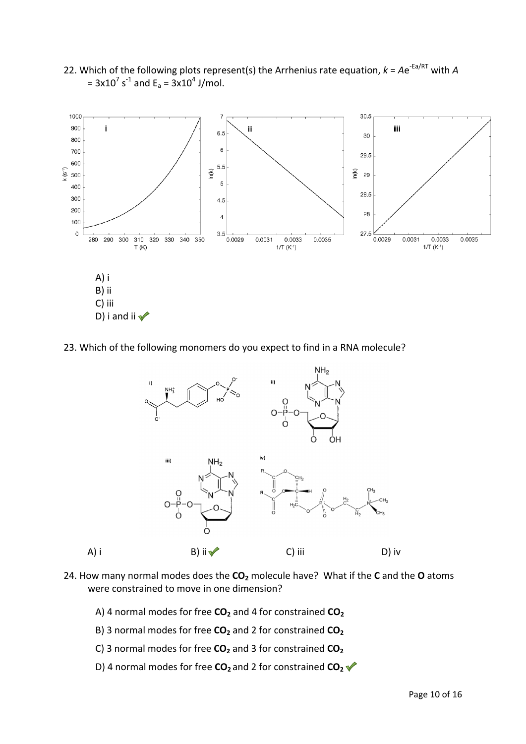22. Which of the following plots represent(s) the Arrhenius rate equation, $k = Ae^{-E_a/RT}$ with $A = 3\text{x}10^7\ s^{-1}$ and $E_a = 3\text{x}10^4$ J/mol.

A) i
B) ii
C) iii
D) i and ii ✓

23. Which of the following monomers do you expect to find in a RNA molecule?

A) i
B) ii ✓
C) iii
D) iv

24. How many normal modes does the **$CO_2$** molecule have? What if the **C** and the **O** atoms were constrained to move in one dimension?

A) 4 normal modes for free **$CO_2$** and 4 for constrained **$CO_2$**

B) 3 normal modes for free **$CO_2$** and 2 for constrained **$CO_2$**

C) 3 normal modes for free **$CO_2$** and 3 for constrained **$CO_2$**

D) 4 normal modes for free **$CO_2$** and 2 for constrained **$CO_2$** ✓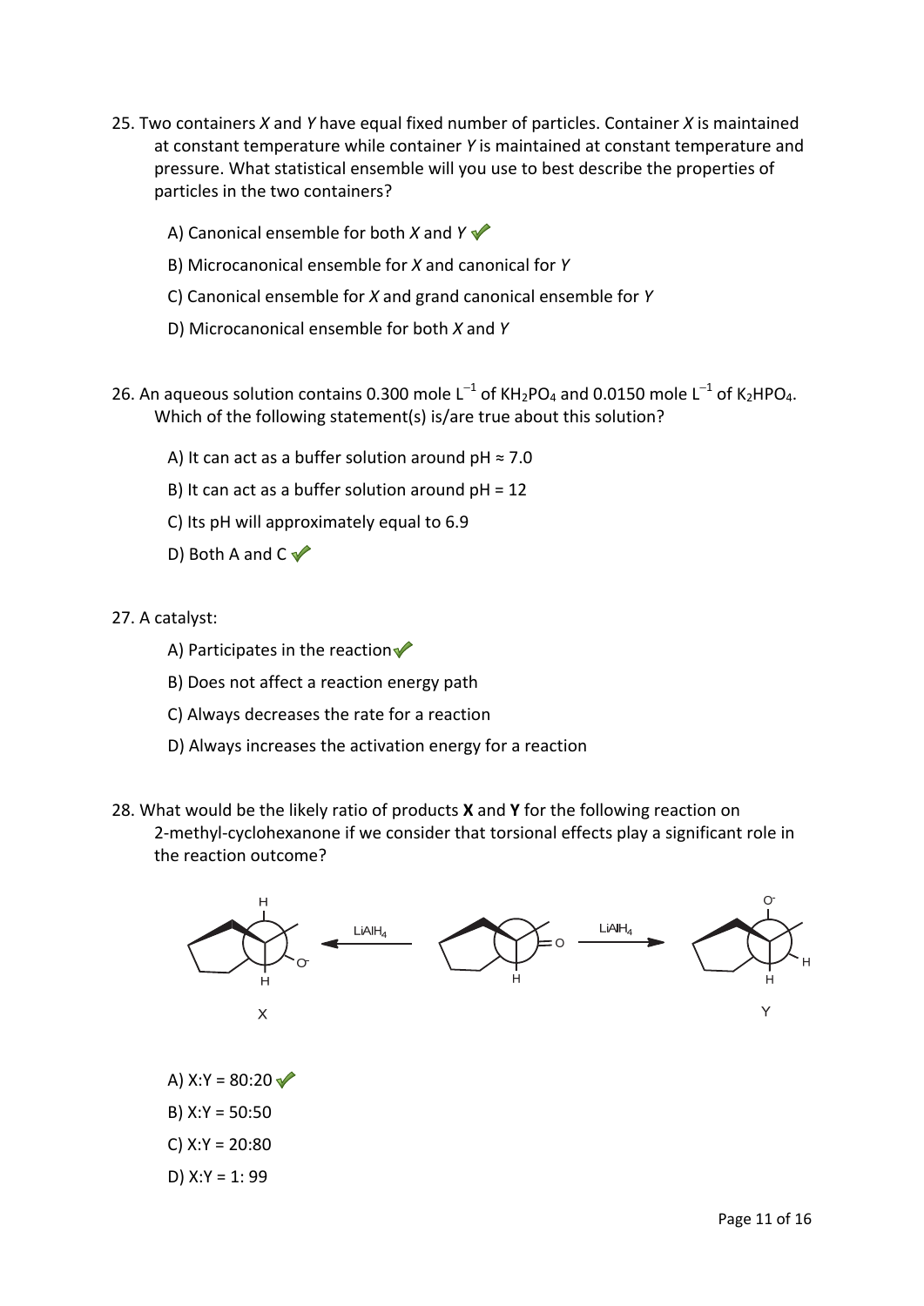25. Two containers *X* and *Y* have equal fixed number of particles. Container *X* is maintained at constant temperature while container *Y* is maintained at constant temperature and pressure. What statistical ensemble will you use to best describe the properties of particles in the two containers?

    A) Canonical ensemble for both *X* and *Y* ✓

    B) Microcanonical ensemble for *X* and canonical for *Y*

    C) Canonical ensemble for *X* and grand canonical ensemble for *Y*

    D) Microcanonical ensemble for both *X* and *Y*

26. An aqueous solution contains 0.300 mole $L^{-1}$ of $KH_2PO_4$ and 0.0150 mole $L^{-1}$ of $K_2HPO_4$. Which of the following statement(s) is/are true about this solution?

    A) It can act as a buffer solution around pH ≈ 7.0

    B) It can act as a buffer solution around pH = 12

    C) Its pH will approximately equal to 6.9

    D) Both A and C ✓

27. A catalyst:

    A) Participates in the reaction ✓

    B) Does not affect a reaction energy path

    C) Always decreases the rate for a reaction

    D) Always increases the activation energy for a reaction

28. What would be the likely ratio of products **X** and **Y** for the following reaction on 2-methyl-cyclohexanone if we consider that torsional effects play a significant role in the reaction outcome?

    A) X:Y = 80:20 ✓

    B) X:Y = 50:50

    C) X:Y = 20:80

    D) X:Y = 1: 99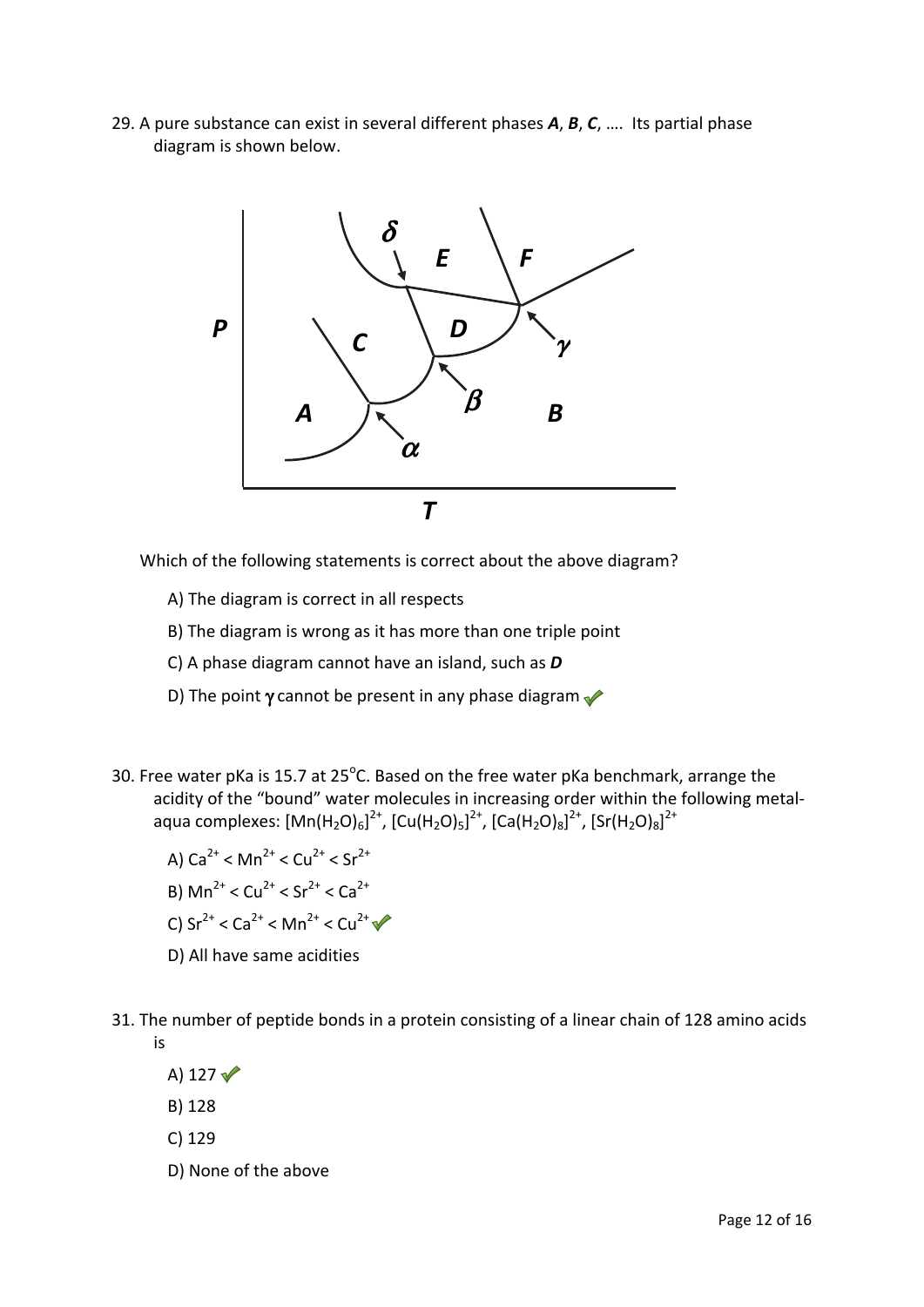29. A pure substance can exist in several different phases ***A***, ***B***, ***C***, …. Its partial phase diagram is shown below.

Which of the following statements is correct about the above diagram?

A) The diagram is correct in all respects

B) The diagram is wrong as it has more than one triple point

C) A phase diagram cannot have an island, such as ***D***

D) The point **γ** cannot be present in any phase diagram ✓

30. Free water pKa is 15.7 at 25°C. Based on the free water pKa benchmark, arrange the acidity of the "bound" water molecules in increasing order within the following metal-aqua complexes: $[Mn(H_2O)_6]^{2+}$, $[Cu(H_2O)_5]^{2+}$, $[Ca(H_2O)_8]^{2+}$, $[Sr(H_2O)_8]^{2+}$

A) $Ca^{2+} < Mn^{2+} < Cu^{2+} < Sr^{2+}$

B) $Mn^{2+} < Cu^{2+} < Sr^{2+} < Ca^{2+}$

C) $Sr^{2+} < Ca^{2+} < Mn^{2+} < Cu^{2+}$ ✓

D) All have same acidities

31. The number of peptide bonds in a protein consisting of a linear chain of 128 amino acids is

A) 127 ✓

B) 128

C) 129

D) None of the above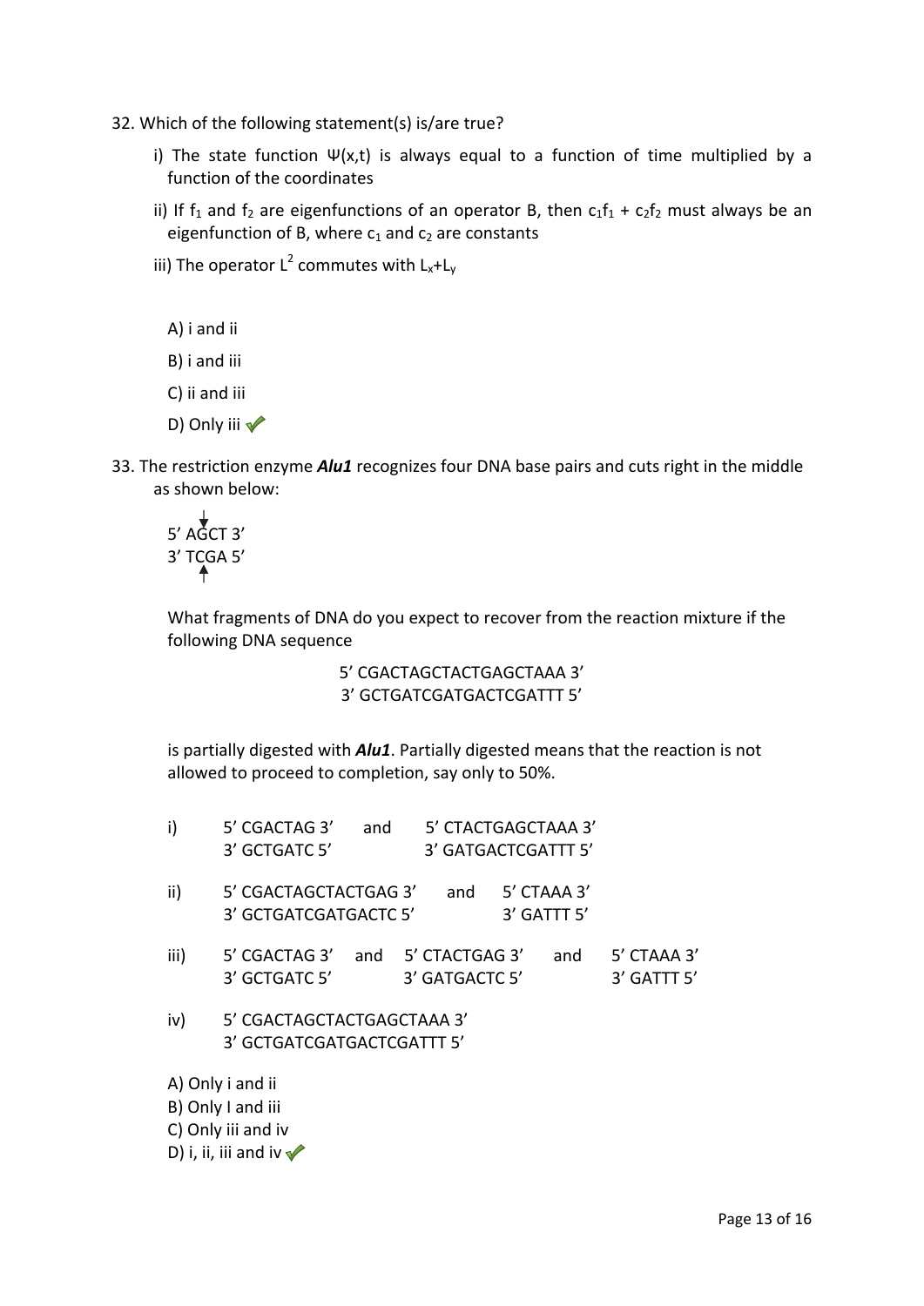32. Which of the following statement(s) is/are true?

i) The state function $\Psi(x,t)$ is always equal to a function of time multiplied by a function of the coordinates

ii) If $f_1$ and $f_2$ are eigenfunctions of an operator B, then $c_1f_1 + c_2f_2$ must always be an eigenfunction of B, where $c_1$ and $c_2$ are constants

iii) The operator $L^2$ commutes with $L_x+L_y$

A) i and ii

B) i and iii

C) ii and iii

D) Only iii ✓

33. The restriction enzyme ***Alu1*** recognizes four DNA base pairs and cuts right in the middle as shown below:

```
   ↓
5' AGCT 3'
3' TCGA 5'
     ↑
```

What fragments of DNA do you expect to recover from the reaction mixture if the following DNA sequence

```
5' CGACTAGCTACTGAGCTAAA 3'
3' GCTGATCGATGACTCGATTT 5'
```

is partially digested with ***Alu1***. Partially digested means that the reaction is not allowed to proceed to completion, say only to 50%.

i)
```
5' CGACTAG 3'   and   5' CTACTGAGCTAAA 3'
3' GCTGATC 5'         3' GATGACTCGATTT 5'
```

ii)
```
5' CGACTAGCTACTGAG 3'   and   5' CTAAA 3'
3' GCTGATCGATGACTC 5'         3' GATTT 5'
```

iii)
```
5' CGACTAG 3'   and   5' CTACTGAG 3'   and   5' CTAAA 3'
3' GCTGATC 5'         3' GATGACTC 5'         3' GATTT 5'
```

iv)
```
5' CGACTAGCTACTGAGCTAAA 3'
3' GCTGATCGATGACTCGATTT 5'
```

A) Only i and ii

B) Only I and iii

C) Only iii and iv

D) i, ii, iii and iv ✓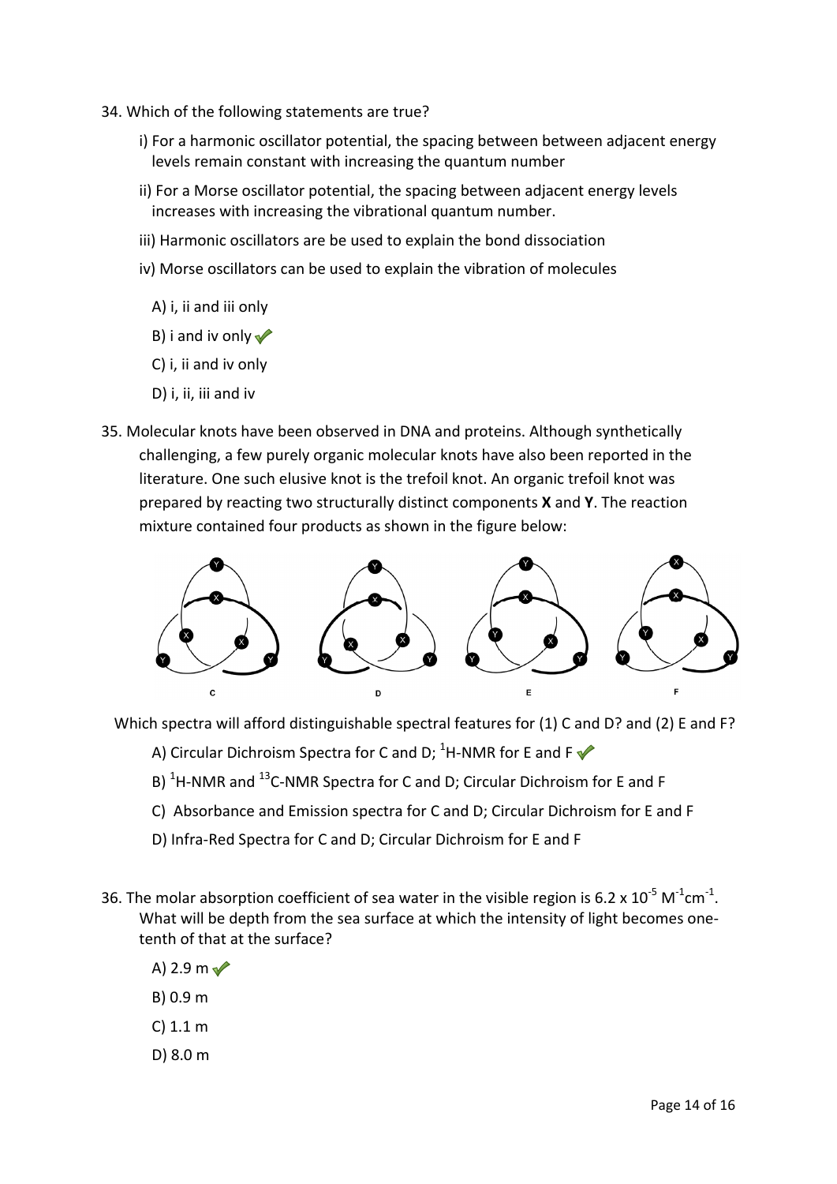34. Which of the following statements are true?

   i) For a harmonic oscillator potential, the spacing between between adjacent energy levels remain constant with increasing the quantum number

   ii) For a Morse oscillator potential, the spacing between adjacent energy levels increases with increasing the vibrational quantum number.

   iii) Harmonic oscillators are be used to explain the bond dissociation

   iv) Morse oscillators can be used to explain the vibration of molecules

   A) i, ii and iii only

   B) i and iv only ✔

   C) i, ii and iv only

   D) i, ii, iii and iv

35. Molecular knots have been observed in DNA and proteins. Although synthetically challenging, a few purely organic molecular knots have also been reported in the literature. One such elusive knot is the trefoil knot. An organic trefoil knot was prepared by reacting two structurally distinct components **X** and **Y**. The reaction mixture contained four products as shown in the figure below:

   Which spectra will afford distinguishable spectral features for (1) C and D? and (2) E and F?

   A) Circular Dichroism Spectra for C and D; $^{1}$H-NMR for E and F ✔

   B) $^{1}$H-NMR and $^{13}$C-NMR Spectra for C and D; Circular Dichroism for E and F

   C) Absorbance and Emission spectra for C and D; Circular Dichroism for E and F

   D) Infra-Red Spectra for C and D; Circular Dichroism for E and F

36. The molar absorption coefficient of sea water in the visible region is $6.2 \times 10^{-5}$ $M^{-1}cm^{-1}$. What will be depth from the sea surface at which the intensity of light becomes one-tenth of that at the surface?

   A) 2.9 m ✔

   B) 0.9 m

   C) 1.1 m

   D) 8.0 m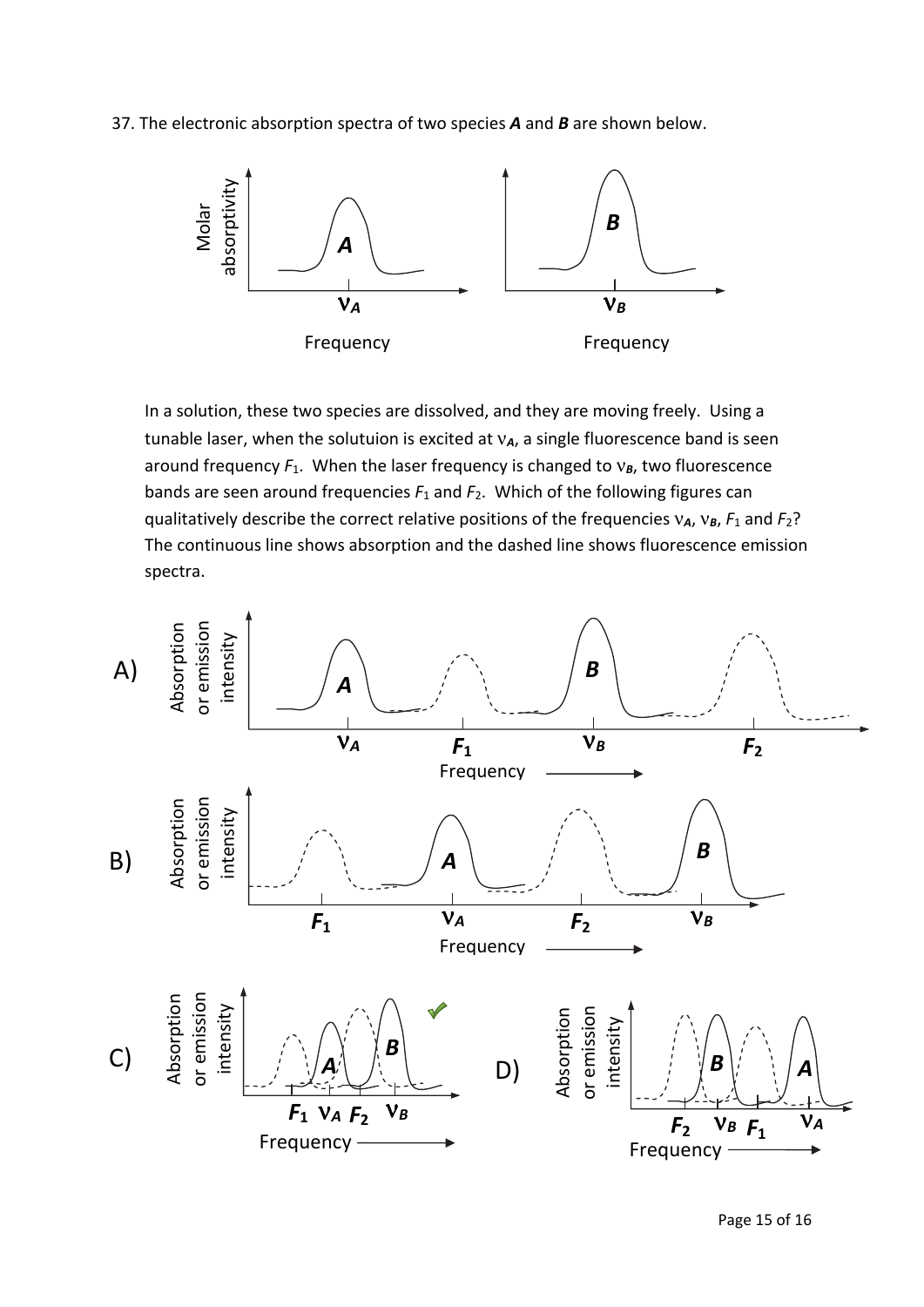37. The electronic absorption spectra of two species ***A*** and ***B*** are shown below.

In a solution, these two species are dissolved, and they are moving freely. Using a tunable laser, when the solutuion is excited at $\nu_A$, a single fluorescence band is seen around frequency $F_1$. When the laser frequency is changed to $\nu_B$, two fluorescence bands are seen around frequencies $F_1$ and $F_2$. Which of the following figures can qualitatively describe the correct relative positions of the frequencies $\nu_A$, $\nu_B$, $F_1$ and $F_2$? The continuous line shows absorption and the dashed line shows fluorescence emission spectra.

A)

B)

C)

D)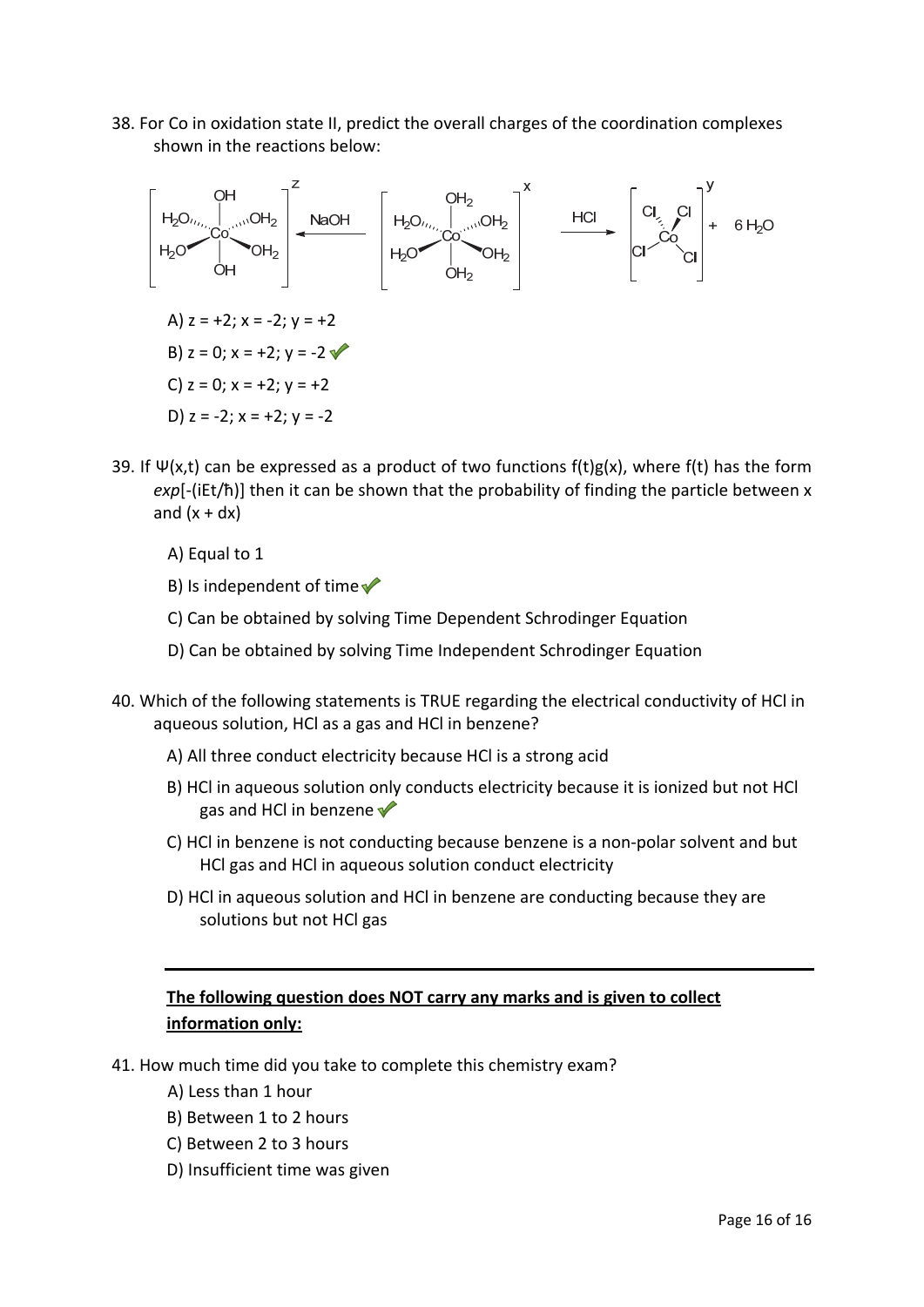38. For Co in oxidation state II, predict the overall charges of the coordination complexes shown in the reactions below:

$$\left[Co(OH)_2(H_2O)_4\right]^{z} \xleftarrow{NaOH} \left[Co(H_2O)_6\right]^{x} \xrightarrow{HCl} \left[CoCl_4\right]^{y} + 6\,H_2O$$

A) z = +2; x = -2; y = +2

B) z = 0; x = +2; y = -2 ✔

C) z = 0; x = +2; y = +2

D) z = -2; x = +2; y = -2

39. If $\Psi(x,t)$ can be expressed as a product of two functions $f(t)g(x)$, where $f(t)$ has the form *exp*$[-(iEt/\hbar)]$ then it can be shown that the probability of finding the particle between x and $(x + dx)$

A) Equal to 1

B) Is independent of time ✔

C) Can be obtained by solving Time Dependent Schrodinger Equation

D) Can be obtained by solving Time Independent Schrodinger Equation

40. Which of the following statements is TRUE regarding the electrical conductivity of HCl in aqueous solution, HCl as a gas and HCl in benzene?

A) All three conduct electricity because HCl is a strong acid

B) HCl in aqueous solution only conducts electricity because it is ionized but not HCl gas and HCl in benzene ✔

C) HCl in benzene is not conducting because benzene is a non-polar solvent and but HCl gas and HCl in aqueous solution conduct electricity

D) HCl in aqueous solution and HCl in benzene are conducting because they are solutions but not HCl gas

---

**The following question does NOT carry any marks and is given to collect information only:**

41. How much time did you take to complete this chemistry exam?

A) Less than 1 hour

B) Between 1 to 2 hours

C) Between 2 to 3 hours

D) Insufficient time was given